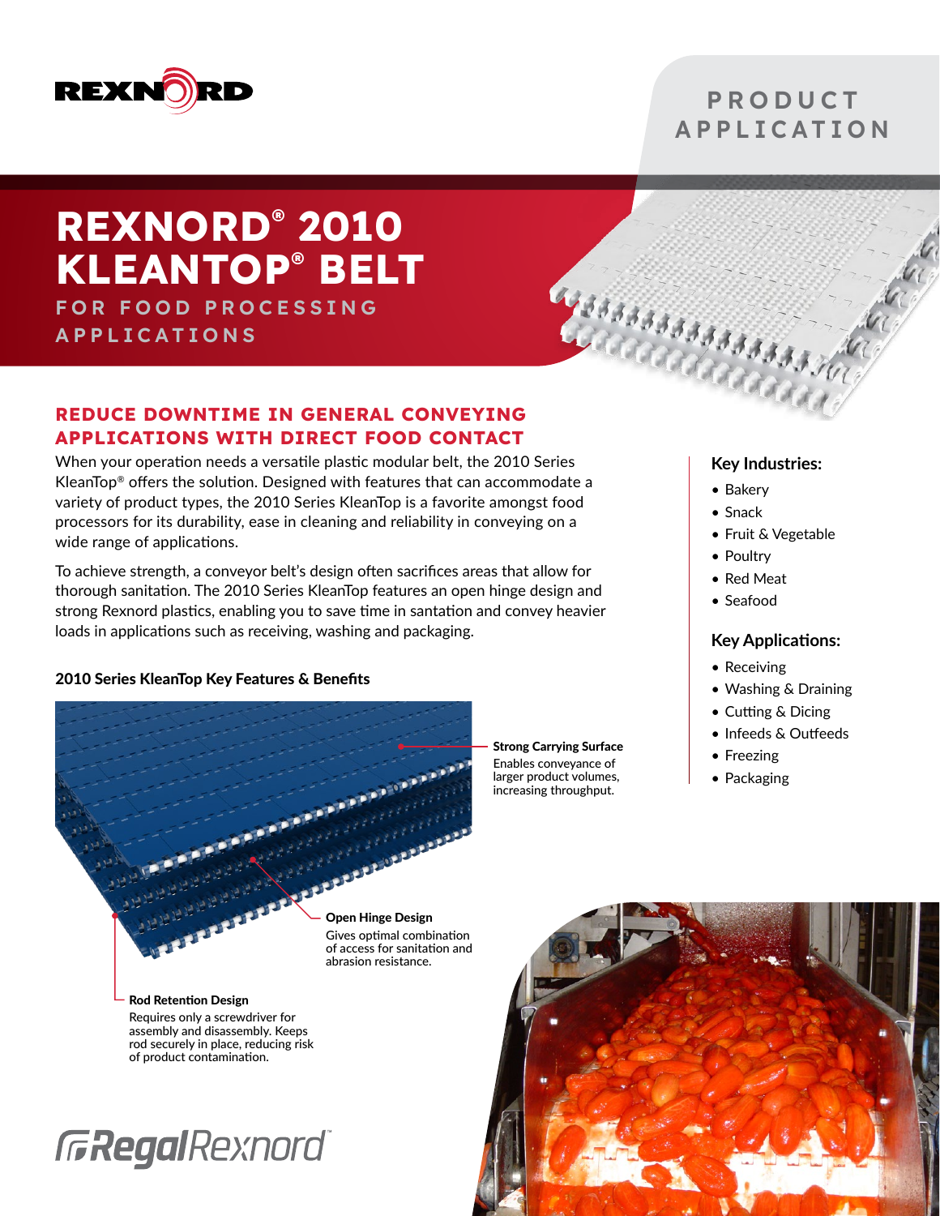PRODUCT APPLICATION

# REXNORD® 2010 KLEANTOP® BELT

FOR FOOD PROCESSING APPLICATIONS

## REDUCE DOWNTIME IN GENERAL CONVEYING APPLICATIONS WITH DIRECT FOOD CONTACT

When your operation needs a versatile plastic modular belt, the 2010 Series KleanTop® offers the solution. Designed with features that can accommodate a variety of product types, the 2010 Series KleanTop is a favorite amongst food processors for its durability, ease in cleaning and reliability in conveying on a wide range of applications.

To achieve strength, a conveyor belt's design often sacrifices areas that allow for thorough sanitation. The 2010 Series KleanTop features an open hinge design and strong Rexnord plastics, enabling you to save time in santation and convey heavier loads in applications such as receiving, washing and packaging.

### 2010 Series KleanTop Key Features & Benefits

**Strong Carrying Surface**
Enables conveyance of larger product volumes, increasing throughput.

**Open Hinge Design**
Gives optimal combination of access for sanitation and abrasion resistance.

**Rod Retention Design**
Requires only a screwdriver for assembly and disassembly. Keeps rod securely in place, reducing risk of product contamination.

### Key Industries:

- Bakery
- Snack
- Fruit & Vegetable
- Poultry
- Red Meat
- Seafood

### Key Applications:

- Receiving
- Washing & Draining
- Cutting & Dicing
- Infeeds & Outfeeds
- Freezing
- Packaging

RegalRexnord™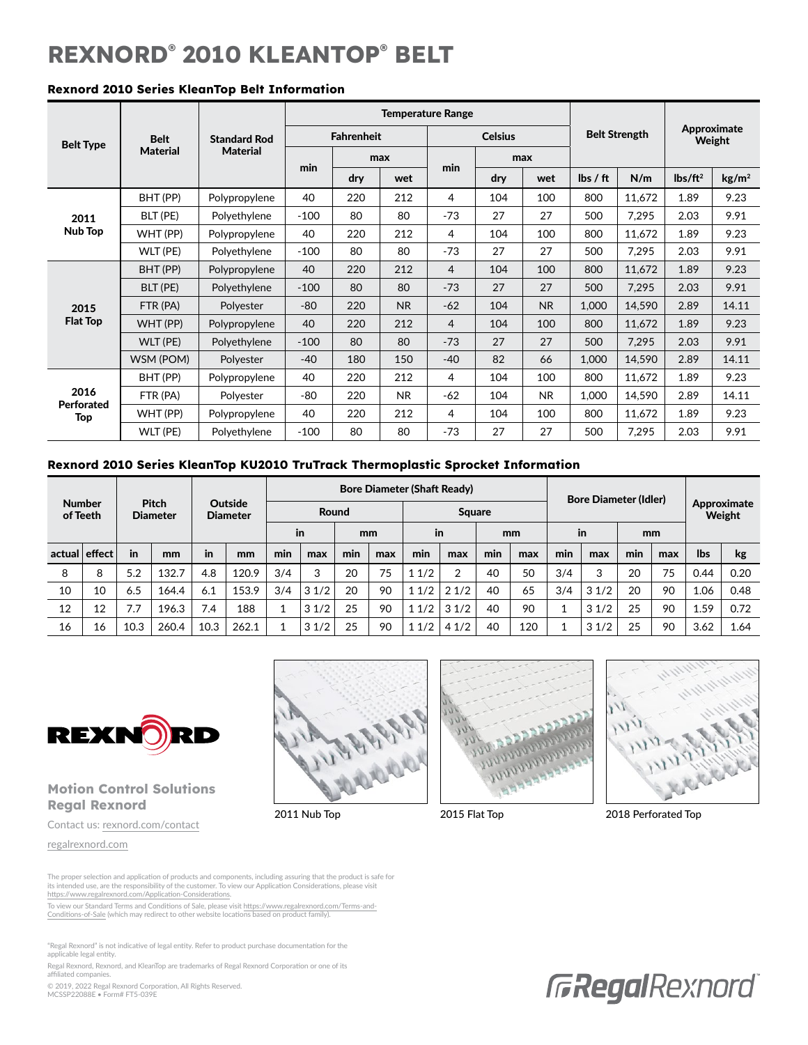# REXNORD® 2010 KLEANTOP® BELT

### Rexnord 2010 Series KleanTop Belt Information

| Belt Type | Belt Material | Standard Rod Material | Temperature Range | | | | | | Belt Strength | | Approximate Weight | |
|---|---|---|---|---|---|---|---|---|---|---|---|---|
| | | | Fahrenheit | | | Celsius | | | | | | |
| | | | min | max | | min | max | | | | | |
| | | | | dry | wet | | dry | wet | lbs / ft | N/m | lbs/ft² | kg/m² |
| 2011 Nub Top | BHT (PP) | Polypropylene | 40 | 220 | 212 | 4 | 104 | 100 | 800 | 11,672 | 1.89 | 9.23 |
| | BLT (PE) | Polyethylene | -100 | 80 | 80 | -73 | 27 | 27 | 500 | 7,295 | 2.03 | 9.91 |
| | WHT (PP) | Polypropylene | 40 | 220 | 212 | 4 | 104 | 100 | 800 | 11,672 | 1.89 | 9.23 |
| | WLT (PE) | Polyethylene | -100 | 80 | 80 | -73 | 27 | 27 | 500 | 7,295 | 2.03 | 9.91 |
| 2015 Flat Top | BHT (PP) | Polypropylene | 40 | 220 | 212 | 4 | 104 | 100 | 800 | 11,672 | 1.89 | 9.23 |
| | BLT (PE) | Polyethylene | -100 | 80 | 80 | -73 | 27 | 27 | 500 | 7,295 | 2.03 | 9.91 |
| | FTR (PA) | Polyester | -80 | 220 | NR | -62 | 104 | NR | 1,000 | 14,590 | 2.89 | 14.11 |
| | WHT (PP) | Polypropylene | 40 | 220 | 212 | 4 | 104 | 100 | 800 | 11,672 | 1.89 | 9.23 |
| | WLT (PE) | Polyethylene | -100 | 80 | 80 | -73 | 27 | 27 | 500 | 7,295 | 2.03 | 9.91 |
| | WSM (POM) | Polyester | -40 | 180 | 150 | -40 | 82 | 66 | 1,000 | 14,590 | 2.89 | 14.11 |
| 2016 Perforated Top | BHT (PP) | Polypropylene | 40 | 220 | 212 | 4 | 104 | 100 | 800 | 11,672 | 1.89 | 9.23 |
| | FTR (PA) | Polyester | -80 | 220 | NR | -62 | 104 | NR | 1,000 | 14,590 | 2.89 | 14.11 |
| | WHT (PP) | Polypropylene | 40 | 220 | 212 | 4 | 104 | 100 | 800 | 11,672 | 1.89 | 9.23 |
| | WLT (PE) | Polyethylene | -100 | 80 | 80 | -73 | 27 | 27 | 500 | 7,295 | 2.03 | 9.91 |

### Rexnord 2010 Series KleanTop KU2010 TruTrack Thermoplastic Sprocket Information

| Number of Teeth | | Pitch Diameter | | Outside Diameter | | Bore Diameter (Shaft Ready) | | | | | | | | Bore Diameter (Idler) | | | | Approximate Weight | |
|---|---|---|---|---|---|---|---|---|---|---|---|---|---|---|---|---|---|---|---|
| | | | | | | Round | | | | Square | | | | | | | | | |
| | | | | | | in | | mm | | in | | mm | | in | | mm | | | |
| actual | effect | in | mm | in | mm | min | max | min | max | min | max | min | max | min | max | min | max | lbs | kg |
| 8 | 8 | 5.2 | 132.7 | 4.8 | 120.9 | 3/4 | 3 | 20 | 75 | 1 1/2 | 2 | 40 | 50 | 3/4 | 3 | 20 | 75 | 0.44 | 0.20 |
| 10 | 10 | 6.5 | 164.4 | 6.1 | 153.9 | 3/4 | 3 1/2 | 20 | 90 | 1 1/2 | 2 1/2 | 40 | 65 | 3/4 | 3 1/2 | 20 | 90 | 1.06 | 0.48 |
| 12 | 12 | 7.7 | 196.3 | 7.4 | 188 | 1 | 3 1/2 | 25 | 90 | 1 1/2 | 3 1/2 | 40 | 90 | 1 | 3 1/2 | 25 | 90 | 1.59 | 0.72 |
| 16 | 16 | 10.3 | 260.4 | 10.3 | 262.1 | 1 | 3 1/2 | 25 | 90 | 1 1/2 | 4 1/2 | 40 | 120 | 1 | 3 1/2 | 25 | 90 | 3.62 | 1.64 |

REXNORD

**Motion Control Solutions**
**Regal Rexnord**

Contact us: rexnord.com/contact

regalrexnord.com

2011 Nub Top

2015 Flat Top

2018 Perforated Top

The proper selection and application of products and components, including assuring that the product is safe for its intended use, are the responsibility of the customer. To view our Application Considerations, please visit https://www.regalrexnord.com/Application-Considerations.

To view our Standard Terms and Conditions of Sale, please visit https://www.regalrexnord.com/Terms-and-Conditions-of-Sale (which may redirect to other website locations based on product family).

"Regal Rexnord" is not indicative of legal entity. Refer to product purchase documentation for the applicable legal entity.

Regal Rexnord, Rexnord, and KleanTop are trademarks of Regal Rexnord Corporation or one of its affiliated companies.

© 2019, 2022 Regal Rexnord Corporation, All Rights Reserved.
MCSSP22088E • Form# FT5-039E

RegalRexnord™